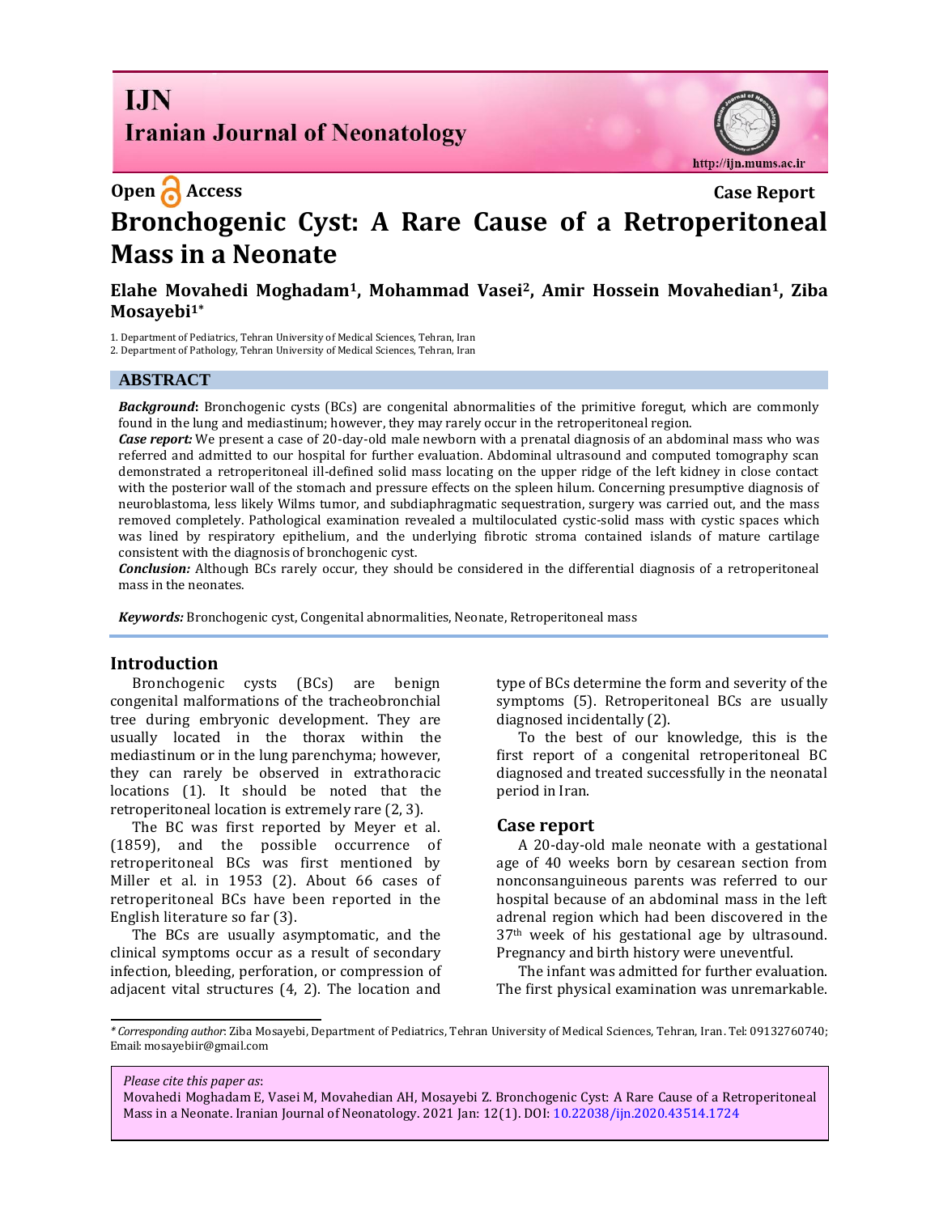# IJN Iranian Journal of Neonatology

Open Access

Case Report

# Bronchogenic Cyst: A Rare Cause of a Retroperitoneal Mass in a Neonate

**Elahe Movahedi Moghadam[1], Mohammad Vasei[2], Amir Hossein Movahedian[1], Ziba Mosayebi[1*]**

1. Department of Pediatrics, Tehran University of Medical Sciences, Tehran, Iran
2. Department of Pathology, Tehran University of Medical Sciences, Tehran, Iran

## ABSTRACT

***Background*:** Bronchogenic cysts (BCs) are congenital abnormalities of the primitive foregut, which are commonly found in the lung and mediastinum; however, they may rarely occur in the retroperitoneal region.

***Case report:*** We present a case of 20-day-old male newborn with a prenatal diagnosis of an abdominal mass who was referred and admitted to our hospital for further evaluation. Abdominal ultrasound and computed tomography scan demonstrated a retroperitoneal ill-defined solid mass locating on the upper ridge of the left kidney in close contact with the posterior wall of the stomach and pressure effects on the spleen hilum. Concerning presumptive diagnosis of neuroblastoma, less likely Wilms tumor, and subdiaphragmatic sequestration, surgery was carried out, and the mass removed completely. Pathological examination revealed a multiloculated cystic-solid mass with cystic spaces which was lined by respiratory epithelium, and the underlying fibrotic stroma contained islands of mature cartilage consistent with the diagnosis of bronchogenic cyst.

***Conclusion:*** Although BCs rarely occur, they should be considered in the differential diagnosis of a retroperitoneal mass in the neonates.

***Keywords:*** Bronchogenic cyst, Congenital abnormalities, Neonate, Retroperitoneal mass

## Introduction

Bronchogenic cysts (BCs) are benign congenital malformations of the tracheobronchial tree during embryonic development. They are usually located in the thorax within the mediastinum or in the lung parenchyma; however, they can rarely be observed in extrathoracic locations (1). It should be noted that the retroperitoneal location is extremely rare (2, 3).

The BC was first reported by Meyer et al. (1859), and the possible occurrence of retroperitoneal BCs was first mentioned by Miller et al. in 1953 (2). About 66 cases of retroperitoneal BCs have been reported in the English literature so far (3).

The BCs are usually asymptomatic, and the clinical symptoms occur as a result of secondary infection, bleeding, perforation, or compression of adjacent vital structures (4, 2). The location and type of BCs determine the form and severity of the symptoms (5). Retroperitoneal BCs are usually diagnosed incidentally (2).

To the best of our knowledge, this is the first report of a congenital retroperitoneal BC diagnosed and treated successfully in the neonatal period in Iran.

## Case report

A 20-day-old male neonate with a gestational age of 40 weeks born by cesarean section from nonconsanguineous parents was referred to our hospital because of an abdominal mass in the left adrenal region which had been discovered in the 37th week of his gestational age by ultrasound. Pregnancy and birth history were uneventful.

The infant was admitted for further evaluation. The first physical examination was unremarkable.

---

*\* Corresponding author*: Ziba Mosayebi, Department of Pediatrics, Tehran University of Medical Sciences, Tehran, Iran. Tel: 09132760740; Email: mosayebiir@gmail.com

*Please cite this paper as*:
Movahedi Moghadam E, Vasei M, Movahedian AH, Mosayebi Z. Bronchogenic Cyst: A Rare Cause of a Retroperitoneal Mass in a Neonate. Iranian Journal of Neonatology. 2021 Jan: 12(1). DOI: 10.22038/ijn.2020.43514.1724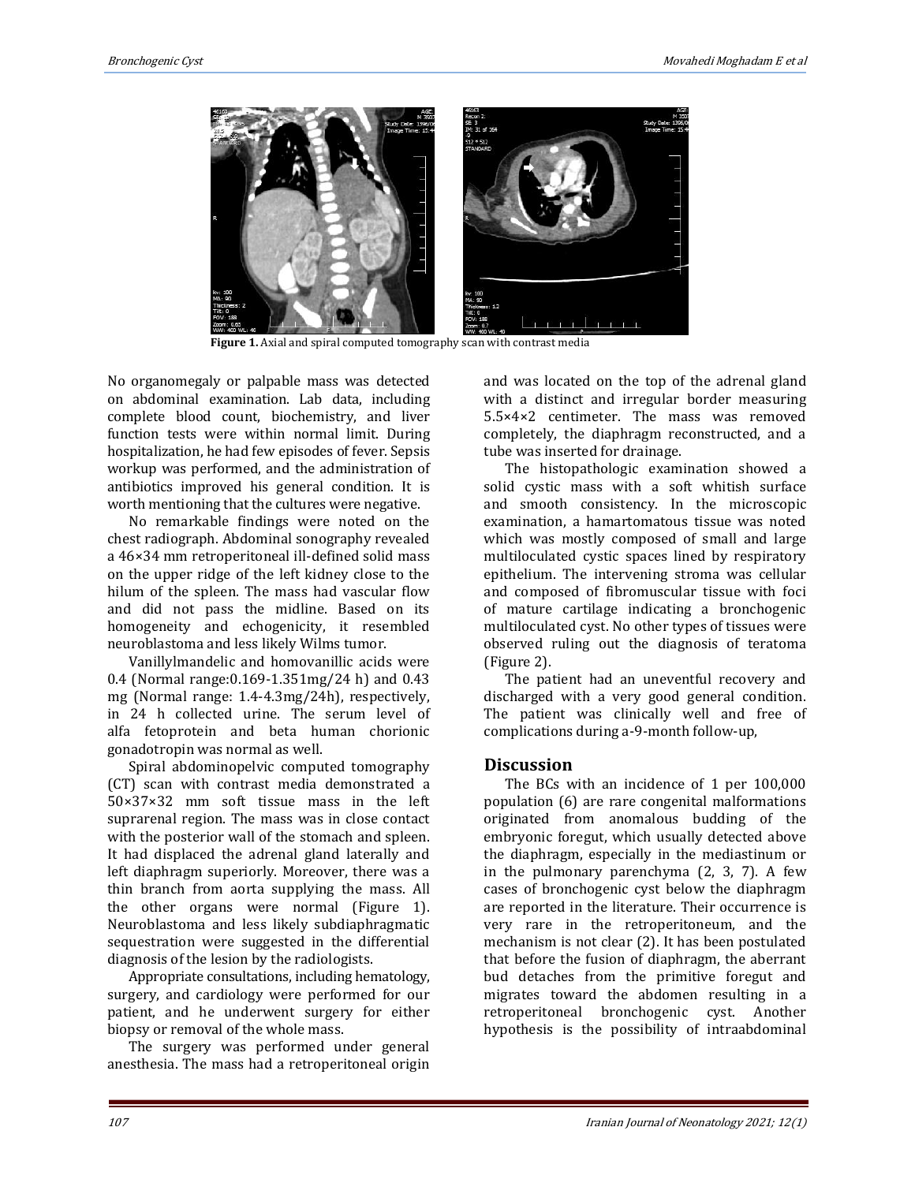**Figure 1.** Axial and spiral computed tomography scan with contrast media

No organomegaly or palpable mass was detected on abdominal examination. Lab data, including complete blood count, biochemistry, and liver function tests were within normal limit. During hospitalization, he had few episodes of fever. Sepsis workup was performed, and the administration of antibiotics improved his general condition. It is worth mentioning that the cultures were negative.

No remarkable findings were noted on the chest radiograph. Abdominal sonography revealed a 46×34 mm retroperitoneal ill-defined solid mass on the upper ridge of the left kidney close to the hilum of the spleen. The mass had vascular flow and did not pass the midline. Based on its homogeneity and echogenicity, it resembled neuroblastoma and less likely Wilms tumor.

Vanillylmandelic and homovanillic acids were 0.4 (Normal range:0.169-1.351mg/24 h) and 0.43 mg (Normal range: 1.4-4.3mg/24h), respectively, in 24 h collected urine. The serum level of alfa fetoprotein and beta human chorionic gonadotropin was normal as well.

Spiral abdominopelvic computed tomography (CT) scan with contrast media demonstrated a 50×37×32 mm soft tissue mass in the left suprarenal region. The mass was in close contact with the posterior wall of the stomach and spleen. It had displaced the adrenal gland laterally and left diaphragm superiorly. Moreover, there was a thin branch from aorta supplying the mass. All the other organs were normal (Figure 1). Neuroblastoma and less likely subdiaphragmatic sequestration were suggested in the differential diagnosis of the lesion by the radiologists.

Appropriate consultations, including hematology, surgery, and cardiology were performed for our patient, and he underwent surgery for either biopsy or removal of the whole mass.

The surgery was performed under general anesthesia. The mass had a retroperitoneal origin and was located on the top of the adrenal gland with a distinct and irregular border measuring 5.5×4×2 centimeter. The mass was removed completely, the diaphragm reconstructed, and a tube was inserted for drainage.

The histopathologic examination showed a solid cystic mass with a soft whitish surface and smooth consistency. In the microscopic examination, a hamartomatous tissue was noted which was mostly composed of small and large multiloculated cystic spaces lined by respiratory epithelium. The intervening stroma was cellular and composed of fibromuscular tissue with foci of mature cartilage indicating a bronchogenic multiloculated cyst. No other types of tissues were observed ruling out the diagnosis of teratoma (Figure 2).

The patient had an uneventful recovery and discharged with a very good general condition. The patient was clinically well and free of complications during a-9-month follow-up,

## Discussion

The BCs with an incidence of 1 per 100,000 population (6) are rare congenital malformations originated from anomalous budding of the embryonic foregut, which usually detected above the diaphragm, especially in the mediastinum or in the pulmonary parenchyma (2, 3, 7). A few cases of bronchogenic cyst below the diaphragm are reported in the literature. Their occurrence is very rare in the retroperitoneum, and the mechanism is not clear (2). It has been postulated that before the fusion of diaphragm, the aberrant bud detaches from the primitive foregut and migrates toward the abdomen resulting in a retroperitoneal bronchogenic cyst. Another hypothesis is the possibility of intraabdominal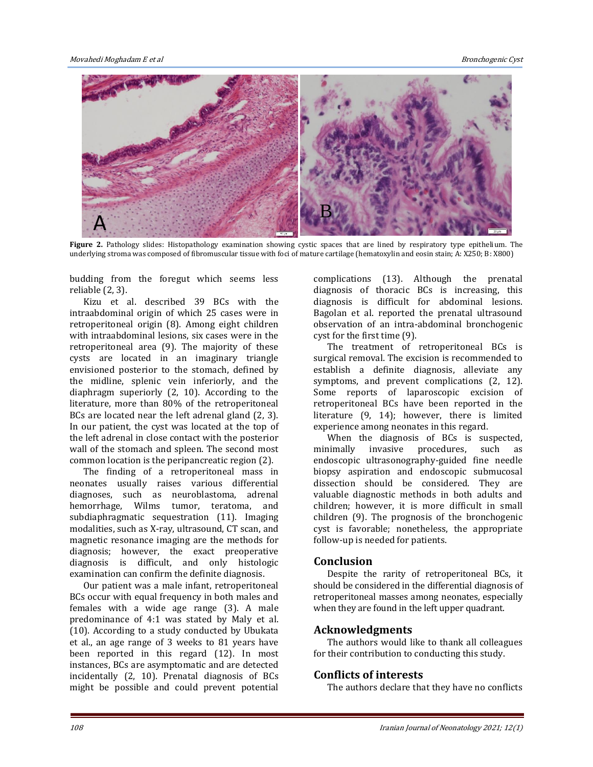**Figure 2.** Pathology slides: Histopathology examination showing cystic spaces that are lined by respiratory type epithelium. The underlying stroma was composed of fibromuscular tissue with foci of mature cartilage (hematoxylin and eosin stain; A: X250; B: X800)

budding from the foregut which seems less reliable (2, 3).

Kizu et al. described 39 BCs with the intraabdominal origin of which 25 cases were in retroperitoneal origin (8). Among eight children with intraabdominal lesions, six cases were in the retroperitoneal area (9). The majority of these cysts are located in an imaginary triangle envisioned posterior to the stomach, defined by the midline, splenic vein inferiorly, and the diaphragm superiorly (2, 10). According to the literature, more than 80% of the retroperitoneal BCs are located near the left adrenal gland (2, 3). In our patient, the cyst was located at the top of the left adrenal in close contact with the posterior wall of the stomach and spleen. The second most common location is the peripancreatic region (2).

The finding of a retroperitoneal mass in neonates usually raises various differential diagnoses, such as neuroblastoma, adrenal hemorrhage, Wilms tumor, teratoma, and subdiaphragmatic sequestration (11). Imaging modalities, such as X-ray, ultrasound, CT scan, and magnetic resonance imaging are the methods for diagnosis; however, the exact preoperative diagnosis is difficult, and only histologic examination can confirm the definite diagnosis.

Our patient was a male infant, retroperitoneal BCs occur with equal frequency in both males and females with a wide age range (3). A male predominance of 4:1 was stated by Maly et al. (10). According to a study conducted by Ubukata et al., an age range of 3 weeks to 81 years have been reported in this regard (12). In most instances, BCs are asymptomatic and are detected incidentally (2, 10). Prenatal diagnosis of BCs might be possible and could prevent potential complications (13). Although the prenatal diagnosis of thoracic BCs is increasing, this diagnosis is difficult for abdominal lesions. Bagolan et al. reported the prenatal ultrasound observation of an intra-abdominal bronchogenic cyst for the first time (9).

The treatment of retroperitoneal BCs is surgical removal. The excision is recommended to establish a definite diagnosis, alleviate any symptoms, and prevent complications (2, 12). Some reports of laparoscopic excision of retroperitoneal BCs have been reported in the literature (9, 14); however, there is limited experience among neonates in this regard.

When the diagnosis of BCs is suspected, minimally invasive procedures, such as endoscopic ultrasonography-guided fine needle biopsy aspiration and endoscopic submucosal dissection should be considered. They are valuable diagnostic methods in both adults and children; however, it is more difficult in small children (9). The prognosis of the bronchogenic cyst is favorable; nonetheless, the appropriate follow-up is needed for patients.

## Conclusion

Despite the rarity of retroperitoneal BCs, it should be considered in the differential diagnosis of retroperitoneal masses among neonates, especially when they are found in the left upper quadrant.

## Acknowledgments

The authors would like to thank all colleagues for their contribution to conducting this study.

## Conflicts of interests

The authors declare that they have no conflicts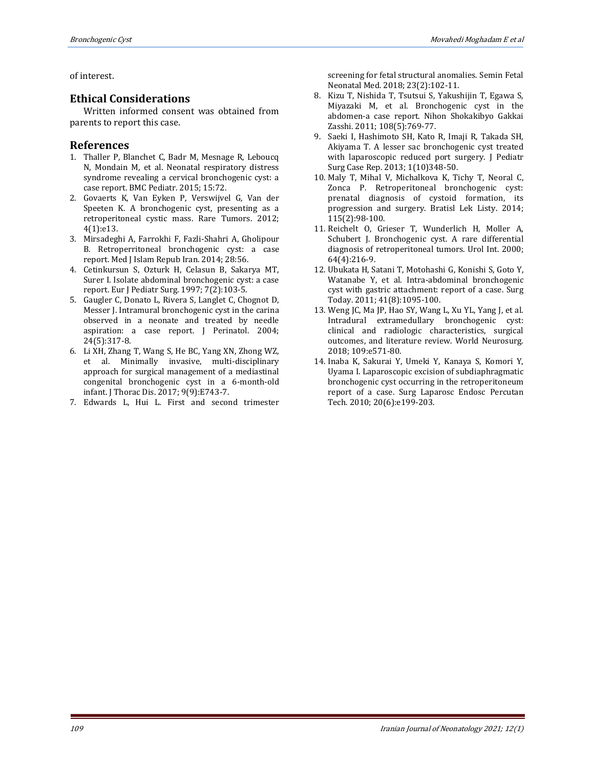of interest.

## Ethical Considerations

Written informed consent was obtained from parents to report this case.

## References

1. Thaller P, Blanchet C, Badr M, Mesnage R, Leboucq N, Mondain M, et al. Neonatal respiratory distress syndrome revealing a cervical bronchogenic cyst: a case report. BMC Pediatr. 2015; 15:72.
2. Govaerts K, Van Eyken P, Verswijvel G, Van der Speeten K. A bronchogenic cyst, presenting as a retroperitoneal cystic mass. Rare Tumors. 2012; 4(1):e13.
3. Mirsadeghi A, Farrokhi F, Fazli-Shahri A, Gholipour B. Retroperritoneal bronchogenic cyst: a case report. Med J Islam Repub Iran. 2014; 28:56.
4. Cetinkursun S, Ozturk H, Celasun B, Sakarya MT, Surer I. Isolate abdominal bronchogenic cyst: a case report. Eur J Pediatr Surg. 1997; 7(2):103-5.
5. Gaugler C, Donato L, Rivera S, Langlet C, Chognot D, Messer J. Intramural bronchogenic cyst in the carina observed in a neonate and treated by needle aspiration: a case report. J Perinatol. 2004; 24(5):317-8.
6. Li XH, Zhang T, Wang S, He BC, Yang XN, Zhong WZ, et al. Minimally invasive, multi-disciplinary approach for surgical management of a mediastinal congenital bronchogenic cyst in a 6-month-old infant. J Thorac Dis. 2017; 9(9):E743-7.
7. Edwards L, Hui L. First and second trimester screening for fetal structural anomalies. Semin Fetal Neonatal Med. 2018; 23(2):102-11.
8. Kizu T, Nishida T, Tsutsui S, Yakushijin T, Egawa S, Miyazaki M, et al. Bronchogenic cyst in the abdomen-a case report. Nihon Shokakibyo Gakkai Zasshi. 2011; 108(5):769-77.
9. Saeki I, Hashimoto SH, Kato R, Imaji R, Takada SH, Akiyama T. A lesser sac bronchogenic cyst treated with laparoscopic reduced port surgery. J Pediatr Surg Case Rep. 2013; 1(10)348-50.
10. Maly T, Mihal V, Michalkova K, Tichy T, Neoral C, Zonca P. Retroperitoneal bronchogenic cyst: prenatal diagnosis of cystoid formation, its progression and surgery. Bratisl Lek Listy. 2014; 115(2):98-100.
11. Reichelt O, Grieser T, Wunderlich H, Moller A, Schubert J. Bronchogenic cyst. A rare differential diagnosis of retroperitoneal tumors. Urol Int. 2000; 64(4):216-9.
12. Ubukata H, Satani T, Motohashi G, Konishi S, Goto Y, Watanabe Y, et al. Intra-abdominal bronchogenic cyst with gastric attachment: report of a case. Surg Today. 2011; 41(8):1095-100.
13. Weng JC, Ma JP, Hao SY, Wang L, Xu YL, Yang J, et al. Intradural extramedullary bronchogenic cyst: clinical and radiologic characteristics, surgical outcomes, and literature review. World Neurosurg. 2018; 109:e571-80.
14. Inaba K, Sakurai Y, Umeki Y, Kanaya S, Komori Y, Uyama I. Laparoscopic excision of subdiaphragmatic bronchogenic cyst occurring in the retroperitoneum report of a case. Surg Laparosc Endosc Percutan Tech. 2010; 20(6):e199-203.